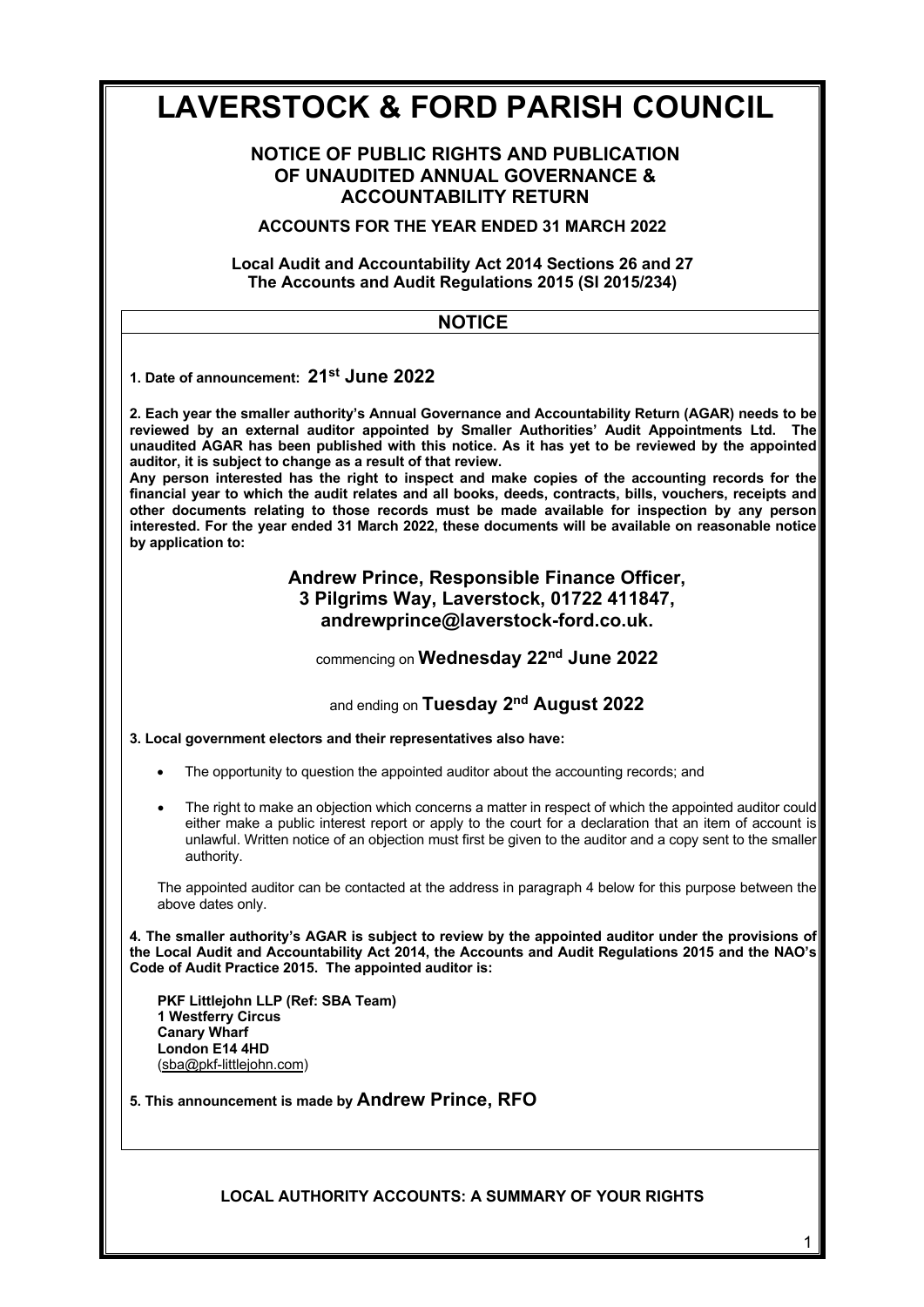# LAVERSTOCK & FORD PARISH COUNCIL

## NOTICE OF PUBLIC RIGHTS AND PUBLICATION OF UNAUDITED ANNUAL GOVERNANCE & ACCOUNTABILITY RETURN

### ACCOUNTS FOR THE YEAR ENDED 31 MARCH 2022

**Local Audit and Accountability Act 2014 Sections 26 and 27**
**The Accounts and Audit Regulations 2015 (SI 2015/234)**

## NOTICE

**1. Date of announcement: 21st June 2022**

**2. Each year the smaller authority's Annual Governance and Accountability Return (AGAR) needs to be reviewed by an external auditor appointed by Smaller Authorities' Audit Appointments Ltd. The unaudited AGAR has been published with this notice. As it has yet to be reviewed by the appointed auditor, it is subject to change as a result of that review.**
**Any person interested has the right to inspect and make copies of the accounting records for the financial year to which the audit relates and all books, deeds, contracts, bills, vouchers, receipts and other documents relating to those records must be made available for inspection by any person interested. For the year ended 31 March 2022, these documents will be available on reasonable notice by application to:**

**Andrew Prince, Responsible Finance Officer,**
**3 Pilgrims Way, Laverstock, 01722 411847,**
**andrewprince@laverstock-ford.co.uk.**

commencing on **Wednesday 22nd June 2022**

and ending on **Tuesday 2nd August 2022**

**3. Local government electors and their representatives also have:**

- The opportunity to question the appointed auditor about the accounting records; and
- The right to make an objection which concerns a matter in respect of which the appointed auditor could either make a public interest report or apply to the court for a declaration that an item of account is unlawful. Written notice of an objection must first be given to the auditor and a copy sent to the smaller authority.

The appointed auditor can be contacted at the address in paragraph 4 below for this purpose between the above dates only.

**4. The smaller authority's AGAR is subject to review by the appointed auditor under the provisions of the Local Audit and Accountability Act 2014, the Accounts and Audit Regulations 2015 and the NAO's Code of Audit Practice 2015. The appointed auditor is:**

**PKF Littlejohn LLP (Ref: SBA Team)**
**1 Westferry Circus**
**Canary Wharf**
**London E14 4HD**
(sba@pkf-littlejohn.com)

**5. This announcement is made by Andrew Prince, RFO**

**LOCAL AUTHORITY ACCOUNTS: A SUMMARY OF YOUR RIGHTS**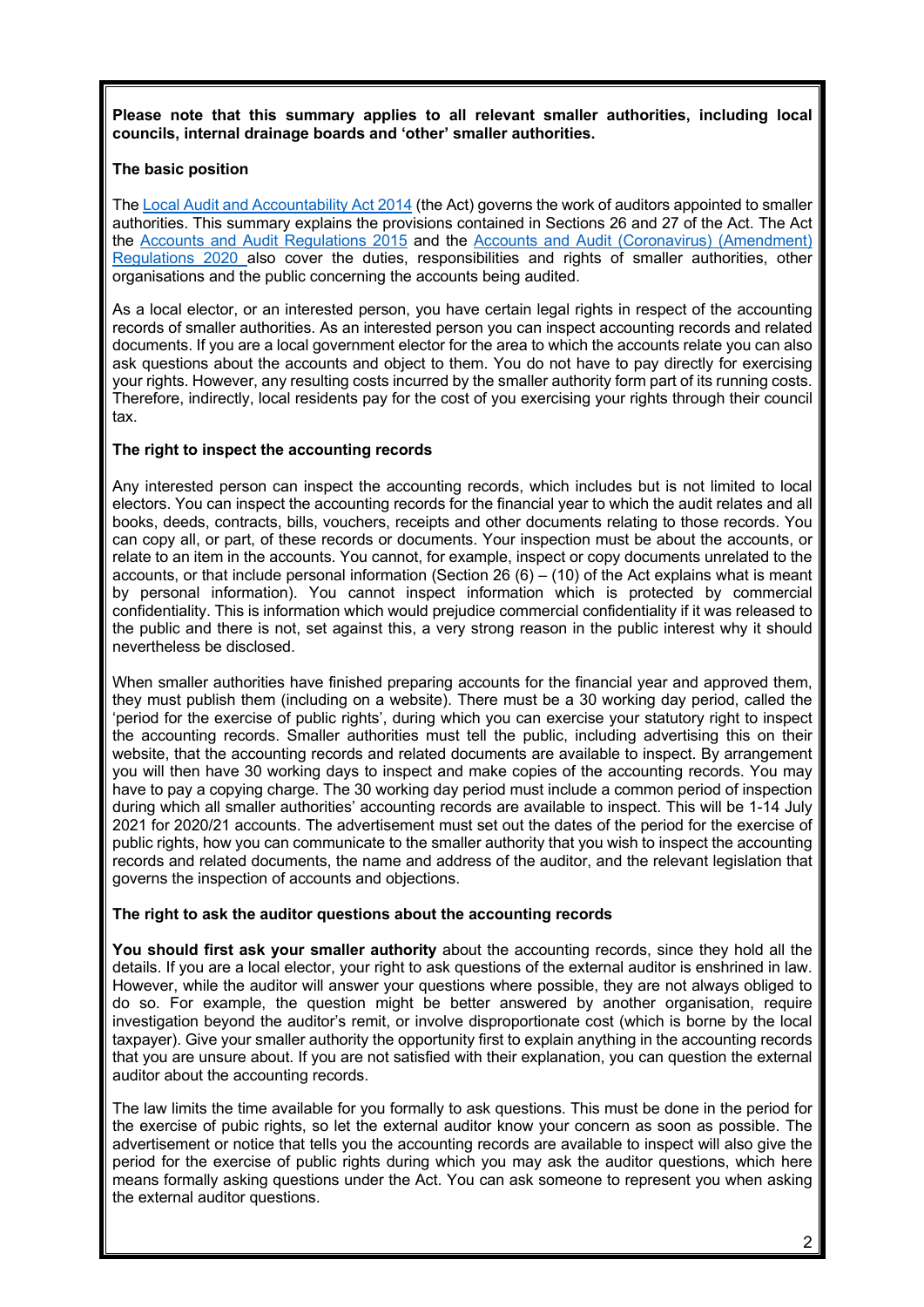**Please note that this summary applies to all relevant smaller authorities, including local councils, internal drainage boards and 'other' smaller authorities.**

**The basic position**

The Local Audit and Accountability Act 2014 (the Act) governs the work of auditors appointed to smaller authorities. This summary explains the provisions contained in Sections 26 and 27 of the Act. The Act the Accounts and Audit Regulations 2015 and the Accounts and Audit (Coronavirus) (Amendment) Regulations 2020 also cover the duties, responsibilities and rights of smaller authorities, other organisations and the public concerning the accounts being audited.

As a local elector, or an interested person, you have certain legal rights in respect of the accounting records of smaller authorities. As an interested person you can inspect accounting records and related documents. If you are a local government elector for the area to which the accounts relate you can also ask questions about the accounts and object to them. You do not have to pay directly for exercising your rights. However, any resulting costs incurred by the smaller authority form part of its running costs. Therefore, indirectly, local residents pay for the cost of you exercising your rights through their council tax.

**The right to inspect the accounting records**

Any interested person can inspect the accounting records, which includes but is not limited to local electors. You can inspect the accounting records for the financial year to which the audit relates and all books, deeds, contracts, bills, vouchers, receipts and other documents relating to those records. You can copy all, or part, of these records or documents. Your inspection must be about the accounts, or relate to an item in the accounts. You cannot, for example, inspect or copy documents unrelated to the accounts, or that include personal information (Section 26 (6) – (10) of the Act explains what is meant by personal information). You cannot inspect information which is protected by commercial confidentiality. This is information which would prejudice commercial confidentiality if it was released to the public and there is not, set against this, a very strong reason in the public interest why it should nevertheless be disclosed.

When smaller authorities have finished preparing accounts for the financial year and approved them, they must publish them (including on a website). There must be a 30 working day period, called the 'period for the exercise of public rights', during which you can exercise your statutory right to inspect the accounting records. Smaller authorities must tell the public, including advertising this on their website, that the accounting records and related documents are available to inspect. By arrangement you will then have 30 working days to inspect and make copies of the accounting records. You may have to pay a copying charge. The 30 working day period must include a common period of inspection during which all smaller authorities' accounting records are available to inspect. This will be 1-14 July 2021 for 2020/21 accounts. The advertisement must set out the dates of the period for the exercise of public rights, how you can communicate to the smaller authority that you wish to inspect the accounting records and related documents, the name and address of the auditor, and the relevant legislation that governs the inspection of accounts and objections.

**The right to ask the auditor questions about the accounting records**

**You should first ask your smaller authority** about the accounting records, since they hold all the details. If you are a local elector, your right to ask questions of the external auditor is enshrined in law. However, while the auditor will answer your questions where possible, they are not always obliged to do so. For example, the question might be better answered by another organisation, require investigation beyond the auditor's remit, or involve disproportionate cost (which is borne by the local taxpayer). Give your smaller authority the opportunity first to explain anything in the accounting records that you are unsure about. If you are not satisfied with their explanation, you can question the external auditor about the accounting records.

The law limits the time available for you formally to ask questions. This must be done in the period for the exercise of pubic rights, so let the external auditor know your concern as soon as possible. The advertisement or notice that tells you the accounting records are available to inspect will also give the period for the exercise of public rights during which you may ask the auditor questions, which here means formally asking questions under the Act. You can ask someone to represent you when asking the external auditor questions.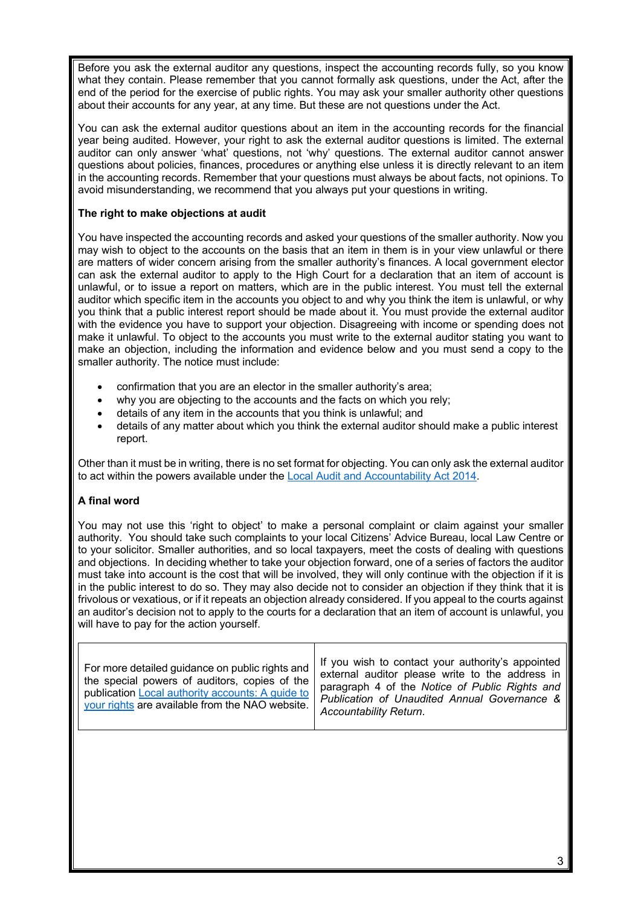Before you ask the external auditor any questions, inspect the accounting records fully, so you know what they contain. Please remember that you cannot formally ask questions, under the Act, after the end of the period for the exercise of public rights. You may ask your smaller authority other questions about their accounts for any year, at any time. But these are not questions under the Act.

You can ask the external auditor questions about an item in the accounting records for the financial year being audited. However, your right to ask the external auditor questions is limited. The external auditor can only answer 'what' questions, not 'why' questions. The external auditor cannot answer questions about policies, finances, procedures or anything else unless it is directly relevant to an item in the accounting records. Remember that your questions must always be about facts, not opinions. To avoid misunderstanding, we recommend that you always put your questions in writing.

**The right to make objections at audit**

You have inspected the accounting records and asked your questions of the smaller authority. Now you may wish to object to the accounts on the basis that an item in them is in your view unlawful or there are matters of wider concern arising from the smaller authority's finances. A local government elector can ask the external auditor to apply to the High Court for a declaration that an item of account is unlawful, or to issue a report on matters, which are in the public interest. You must tell the external auditor which specific item in the accounts you object to and why you think the item is unlawful, or why you think that a public interest report should be made about it. You must provide the external auditor with the evidence you have to support your objection. Disagreeing with income or spending does not make it unlawful. To object to the accounts you must write to the external auditor stating you want to make an objection, including the information and evidence below and you must send a copy to the smaller authority. The notice must include:

- confirmation that you are an elector in the smaller authority's area;
- why you are objecting to the accounts and the facts on which you rely;
- details of any item in the accounts that you think is unlawful; and
- details of any matter about which you think the external auditor should make a public interest report.

Other than it must be in writing, there is no set format for objecting. You can only ask the external auditor to act within the powers available under the Local Audit and Accountability Act 2014.

**A final word**

You may not use this 'right to object' to make a personal complaint or claim against your smaller authority. You should take such complaints to your local Citizens' Advice Bureau, local Law Centre or to your solicitor. Smaller authorities, and so local taxpayers, meet the costs of dealing with questions and objections. In deciding whether to take your objection forward, one of a series of factors the auditor must take into account is the cost that will be involved, they will only continue with the objection if it is in the public interest to do so. They may also decide not to consider an objection if they think that it is frivolous or vexatious, or if it repeats an objection already considered. If you appeal to the courts against an auditor's decision not to apply to the courts for a declaration that an item of account is unlawful, you will have to pay for the action yourself.

| | |
|---|---|
| For more detailed guidance on public rights and the special powers of auditors, copies of the publication Local authority accounts: A guide to your rights are available from the NAO website. | If you wish to contact your authority's appointed external auditor please write to the address in paragraph 4 of the *Notice of Public Rights and Publication of Unaudited Annual Governance & Accountability Return*. |